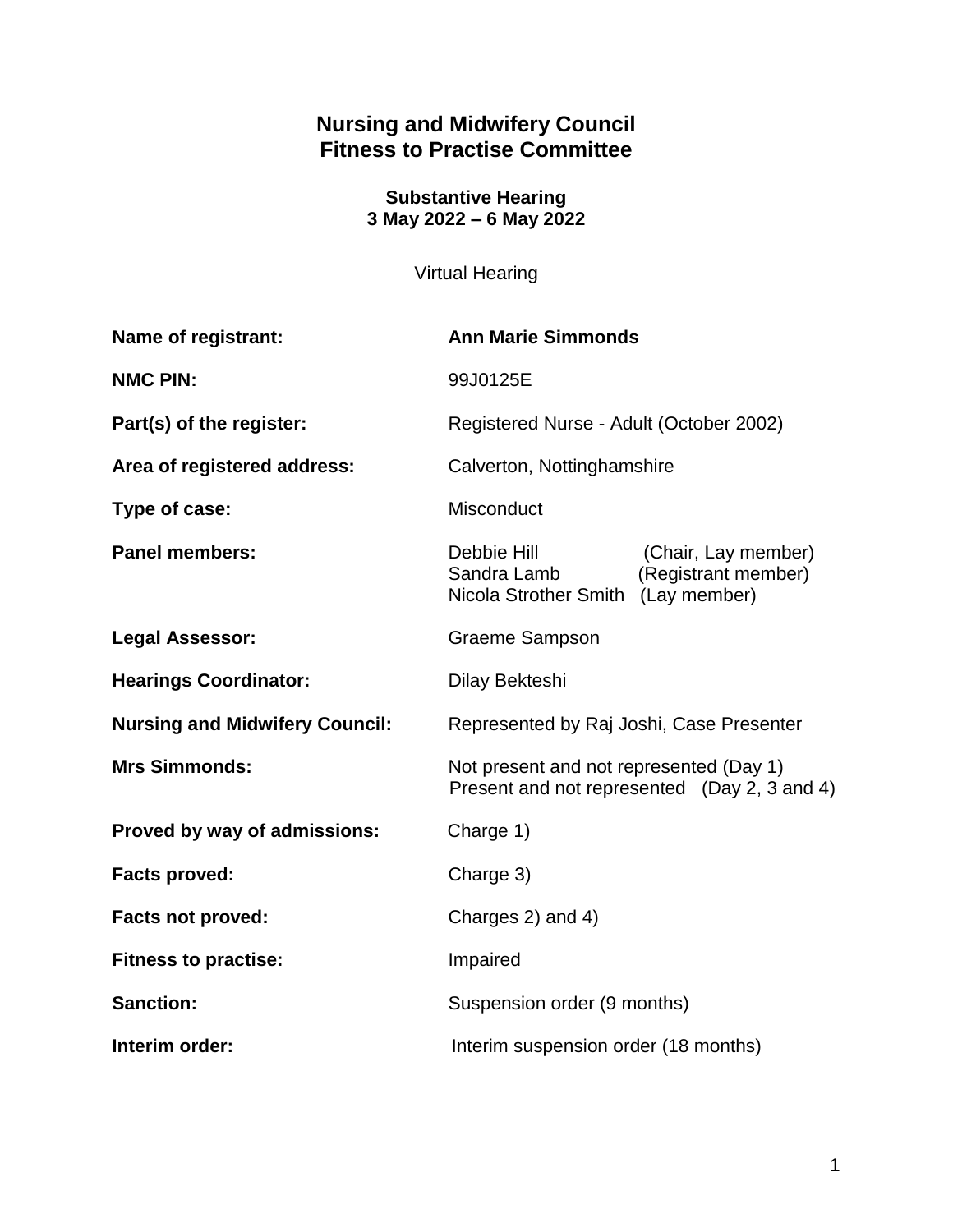# Nursing and Midwifery Council
# Fitness to Practise Committee

### Substantive Hearing
### 3 May 2022 – 6 May 2022

Virtual Hearing

| | |
|---|---|
| **Name of registrant:** | **Ann Marie Simmonds** |
| **NMC PIN:** | 99J0125E |
| **Part(s) of the register:** | Registered Nurse - Adult (October 2002) |
| **Area of registered address:** | Calverton, Nottinghamshire |
| **Type of case:** | Misconduct |
| **Panel members:** | Debbie Hill (Chair, Lay member)<br>Sandra Lamb (Registrant member)<br>Nicola Strother Smith (Lay member) |
| **Legal Assessor:** | Graeme Sampson |
| **Hearings Coordinator:** | Dilay Bekteshi |
| **Nursing and Midwifery Council:** | Represented by Raj Joshi, Case Presenter |
| **Mrs Simmonds:** | Not present and not represented (Day 1)<br>Present and not represented (Day 2, 3 and 4) |
| **Proved by way of admissions:** | Charge 1) |
| **Facts proved:** | Charge 3) |
| **Facts not proved:** | Charges 2) and 4) |
| **Fitness to practise:** | Impaired |
| **Sanction:** | Suspension order (9 months) |
| **Interim order:** | Interim suspension order (18 months) |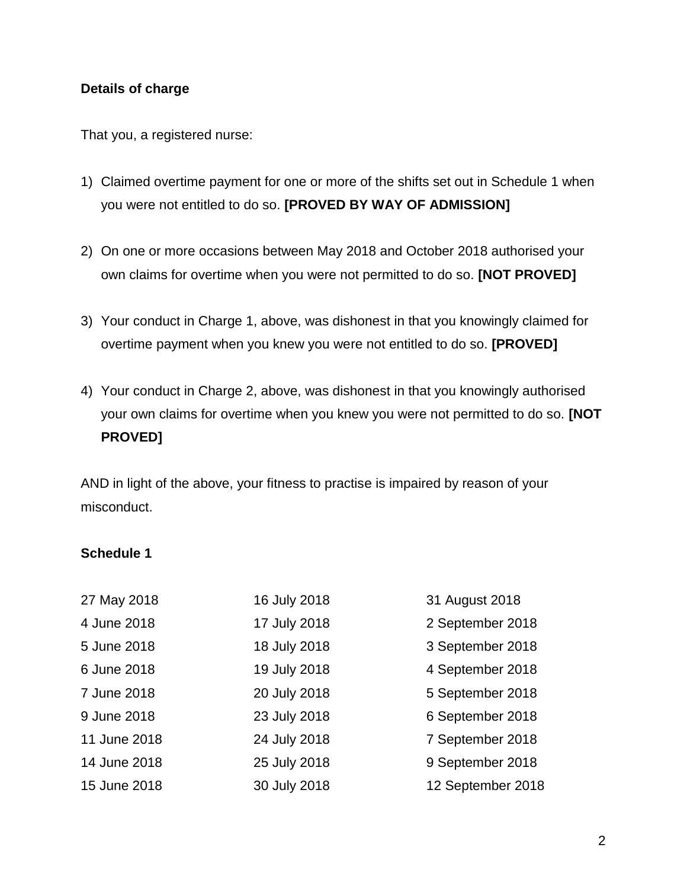**Details of charge**

That you, a registered nurse:

1) Claimed overtime payment for one or more of the shifts set out in Schedule 1 when you were not entitled to do so. **[PROVED BY WAY OF ADMISSION]**

2) On one or more occasions between May 2018 and October 2018 authorised your own claims for overtime when you were not permitted to do so. **[NOT PROVED]**

3) Your conduct in Charge 1, above, was dishonest in that you knowingly claimed for overtime payment when you knew you were not entitled to do so. **[PROVED]**

4) Your conduct in Charge 2, above, was dishonest in that you knowingly authorised your own claims for overtime when you knew you were not permitted to do so. **[NOT PROVED]**

AND in light of the above, your fitness to practise is impaired by reason of your misconduct.

**Schedule 1**

| | | |
|---|---|---|
| 27 May 2018 | 16 July 2018 | 31 August 2018 |
| 4 June 2018 | 17 July 2018 | 2 September 2018 |
| 5 June 2018 | 18 July 2018 | 3 September 2018 |
| 6 June 2018 | 19 July 2018 | 4 September 2018 |
| 7 June 2018 | 20 July 2018 | 5 September 2018 |
| 9 June 2018 | 23 July 2018 | 6 September 2018 |
| 11 June 2018 | 24 July 2018 | 7 September 2018 |
| 14 June 2018 | 25 July 2018 | 9 September 2018 |
| 15 June 2018 | 30 July 2018 | 12 September 2018 |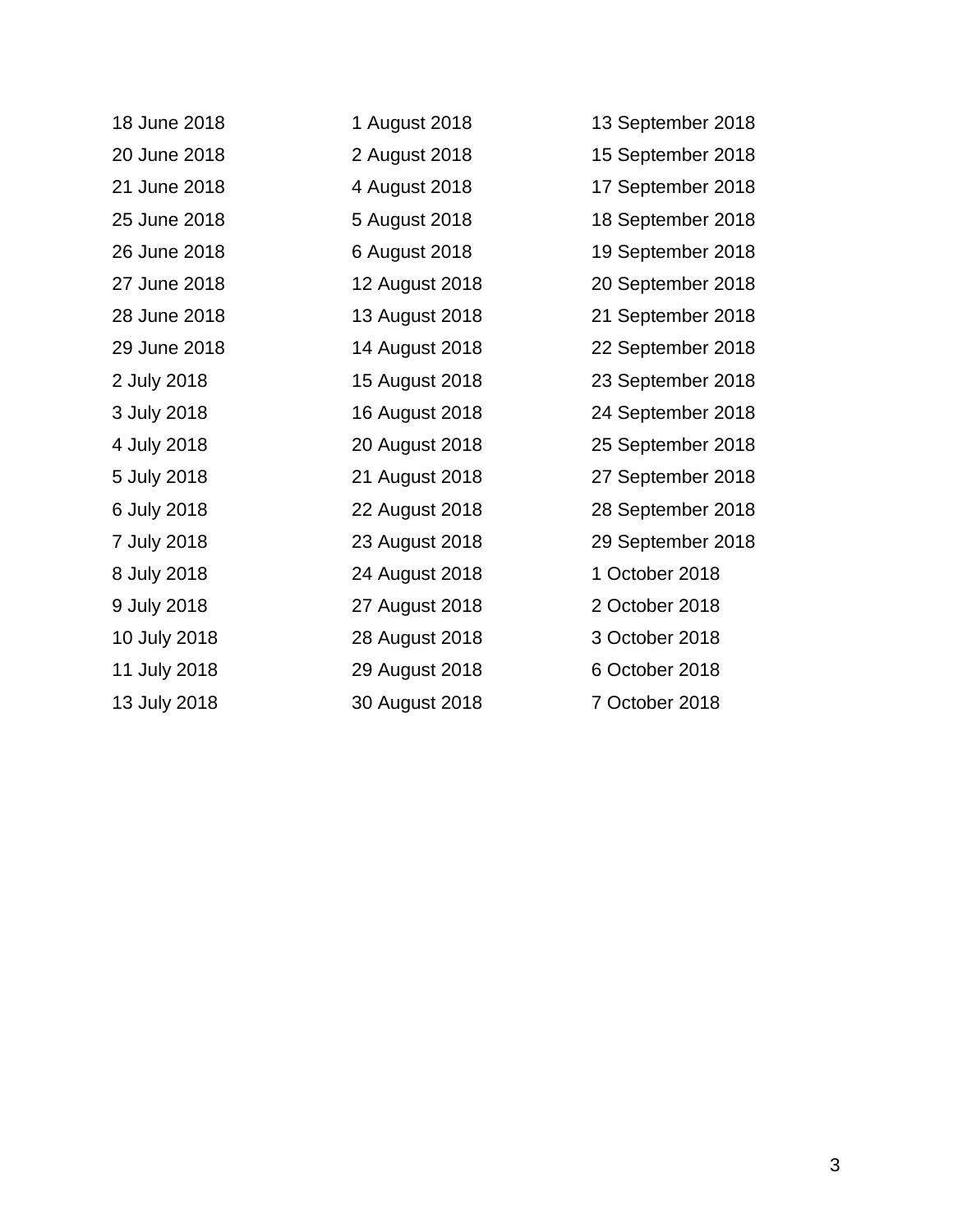18 June 2018
20 June 2018
21 June 2018
25 June 2018
26 June 2018
27 June 2018
28 June 2018
29 June 2018
2 July 2018
3 July 2018
4 July 2018
5 July 2018
6 July 2018
7 July 2018
8 July 2018
9 July 2018
10 July 2018
11 July 2018
13 July 2018
1 August 2018
2 August 2018
4 August 2018
5 August 2018
6 August 2018
12 August 2018
13 August 2018
14 August 2018
15 August 2018
16 August 2018
20 August 2018
21 August 2018
22 August 2018
23 August 2018
24 August 2018
27 August 2018
28 August 2018
29 August 2018
30 August 2018
13 September 2018
15 September 2018
17 September 2018
18 September 2018
19 September 2018
20 September 2018
21 September 2018
22 September 2018
23 September 2018
24 September 2018
25 September 2018
27 September 2018
28 September 2018
29 September 2018
1 October 2018
2 October 2018
3 October 2018
6 October 2018
7 October 2018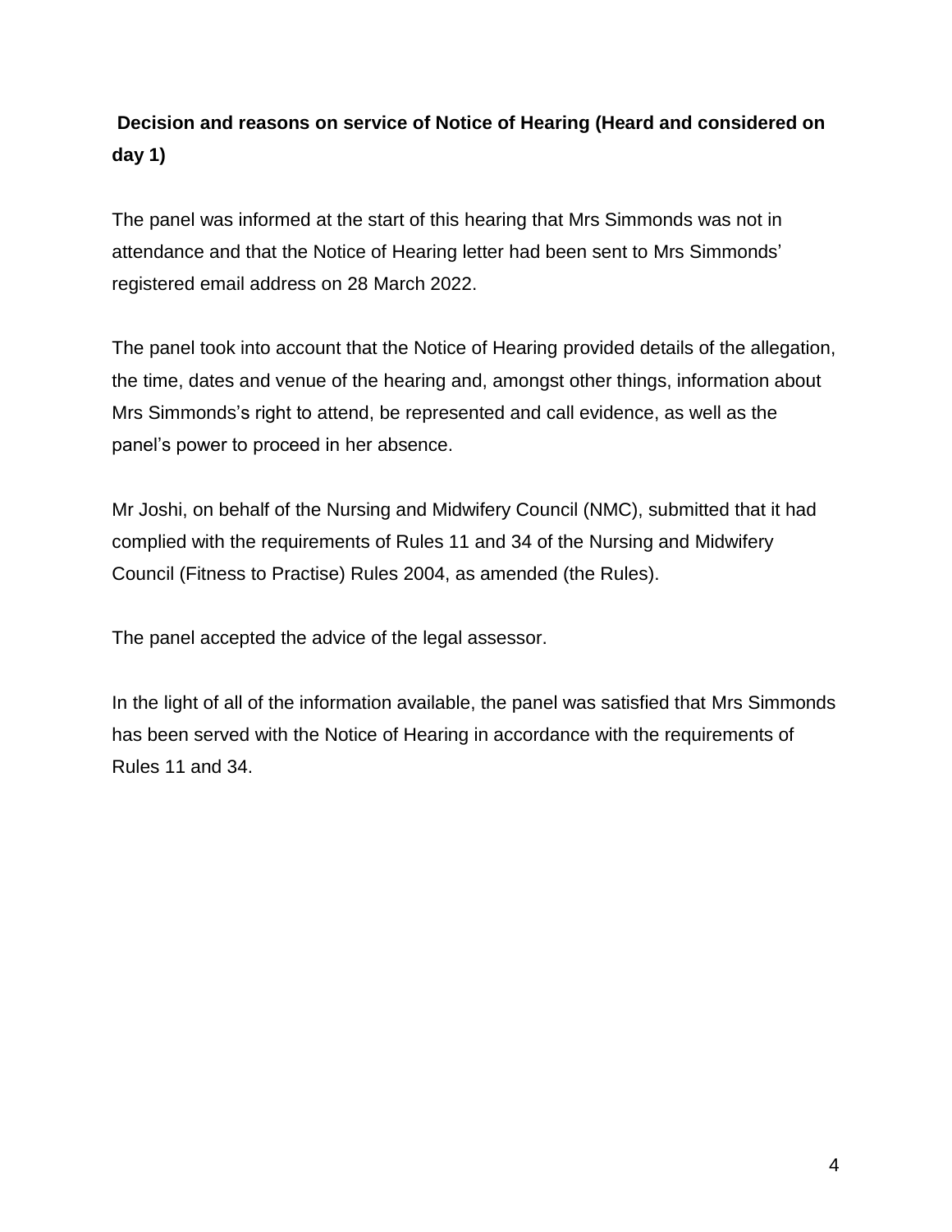**Decision and reasons on service of Notice of Hearing (Heard and considered on day 1)**

The panel was informed at the start of this hearing that Mrs Simmonds was not in attendance and that the Notice of Hearing letter had been sent to Mrs Simmonds' registered email address on 28 March 2022.

The panel took into account that the Notice of Hearing provided details of the allegation, the time, dates and venue of the hearing and, amongst other things, information about Mrs Simmonds's right to attend, be represented and call evidence, as well as the panel's power to proceed in her absence.

Mr Joshi, on behalf of the Nursing and Midwifery Council (NMC), submitted that it had complied with the requirements of Rules 11 and 34 of the Nursing and Midwifery Council (Fitness to Practise) Rules 2004, as amended (the Rules).

The panel accepted the advice of the legal assessor.

In the light of all of the information available, the panel was satisfied that Mrs Simmonds has been served with the Notice of Hearing in accordance with the requirements of Rules 11 and 34.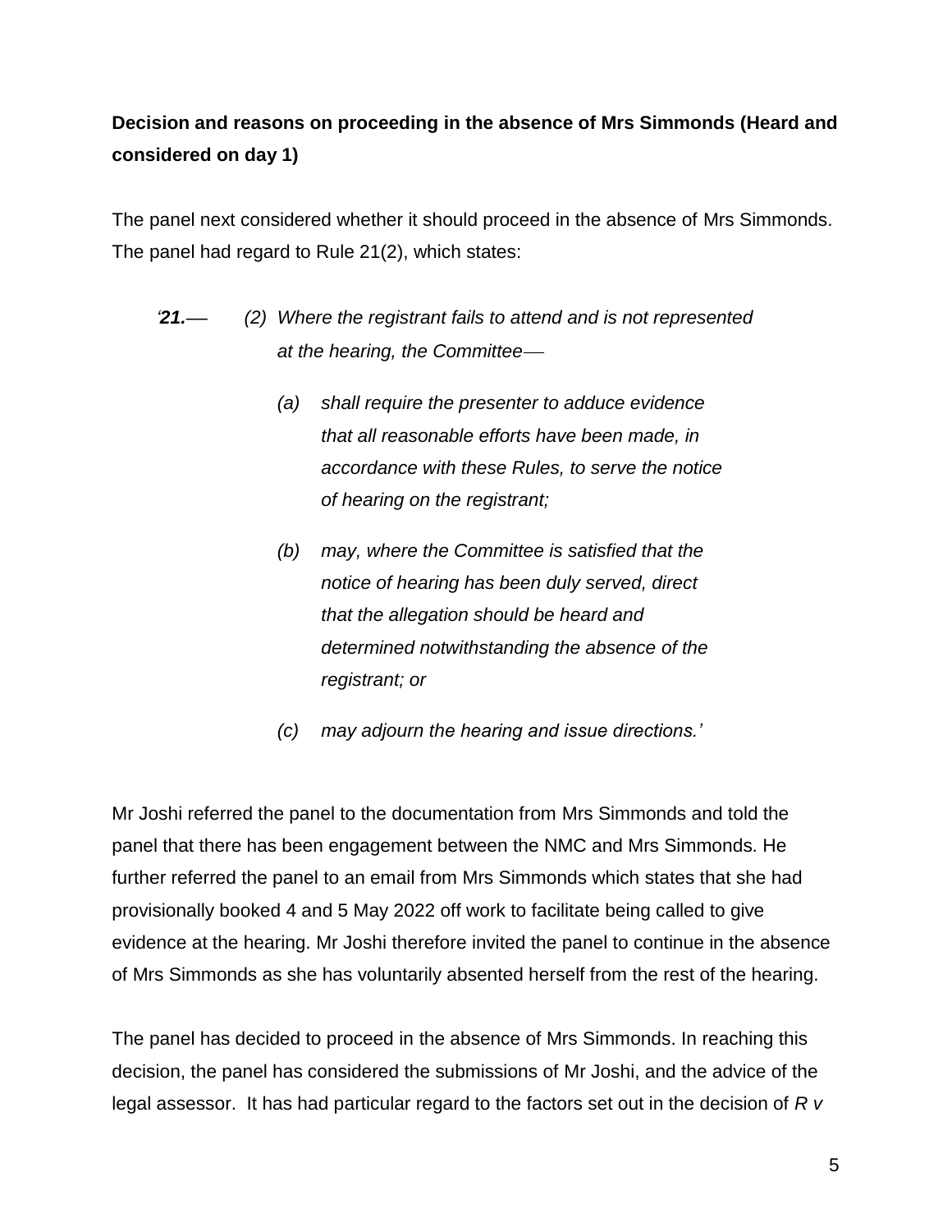**Decision and reasons on proceeding in the absence of Mrs Simmonds (Heard and considered on day 1)**

The panel next considered whether it should proceed in the absence of Mrs Simmonds. The panel had regard to Rule 21(2), which states:

> *'**21.**— (2) Where the registrant fails to attend and is not represented at the hearing, the Committee—*
>
> *(a) shall require the presenter to adduce evidence that all reasonable efforts have been made, in accordance with these Rules, to serve the notice of hearing on the registrant;*
>
> *(b) may, where the Committee is satisfied that the notice of hearing has been duly served, direct that the allegation should be heard and determined notwithstanding the absence of the registrant; or*
>
> *(c) may adjourn the hearing and issue directions.'*

Mr Joshi referred the panel to the documentation from Mrs Simmonds and told the panel that there has been engagement between the NMC and Mrs Simmonds. He further referred the panel to an email from Mrs Simmonds which states that she had provisionally booked 4 and 5 May 2022 off work to facilitate being called to give evidence at the hearing. Mr Joshi therefore invited the panel to continue in the absence of Mrs Simmonds as she has voluntarily absented herself from the rest of the hearing.

The panel has decided to proceed in the absence of Mrs Simmonds. In reaching this decision, the panel has considered the submissions of Mr Joshi, and the advice of the legal assessor. It has had particular regard to the factors set out in the decision of *R v*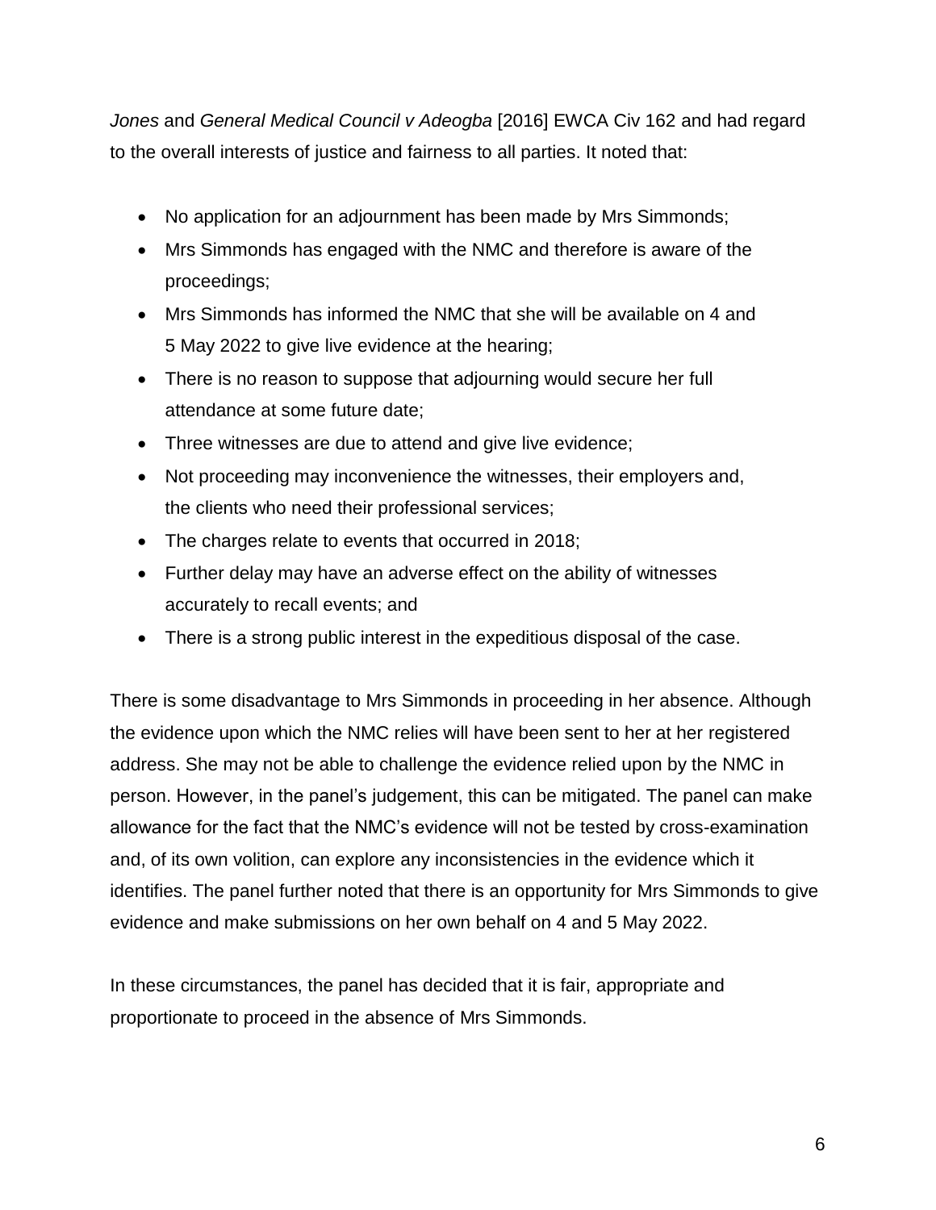*Jones* and *General Medical Council v Adeogba* [2016] EWCA Civ 162 and had regard to the overall interests of justice and fairness to all parties. It noted that:

- No application for an adjournment has been made by Mrs Simmonds;
- Mrs Simmonds has engaged with the NMC and therefore is aware of the proceedings;
- Mrs Simmonds has informed the NMC that she will be available on 4 and 5 May 2022 to give live evidence at the hearing;
- There is no reason to suppose that adjourning would secure her full attendance at some future date;
- Three witnesses are due to attend and give live evidence;
- Not proceeding may inconvenience the witnesses, their employers and, the clients who need their professional services;
- The charges relate to events that occurred in 2018;
- Further delay may have an adverse effect on the ability of witnesses accurately to recall events; and
- There is a strong public interest in the expeditious disposal of the case.

There is some disadvantage to Mrs Simmonds in proceeding in her absence. Although the evidence upon which the NMC relies will have been sent to her at her registered address. She may not be able to challenge the evidence relied upon by the NMC in person. However, in the panel's judgement, this can be mitigated. The panel can make allowance for the fact that the NMC's evidence will not be tested by cross-examination and, of its own volition, can explore any inconsistencies in the evidence which it identifies. The panel further noted that there is an opportunity for Mrs Simmonds to give evidence and make submissions on her own behalf on 4 and 5 May 2022.

In these circumstances, the panel has decided that it is fair, appropriate and proportionate to proceed in the absence of Mrs Simmonds.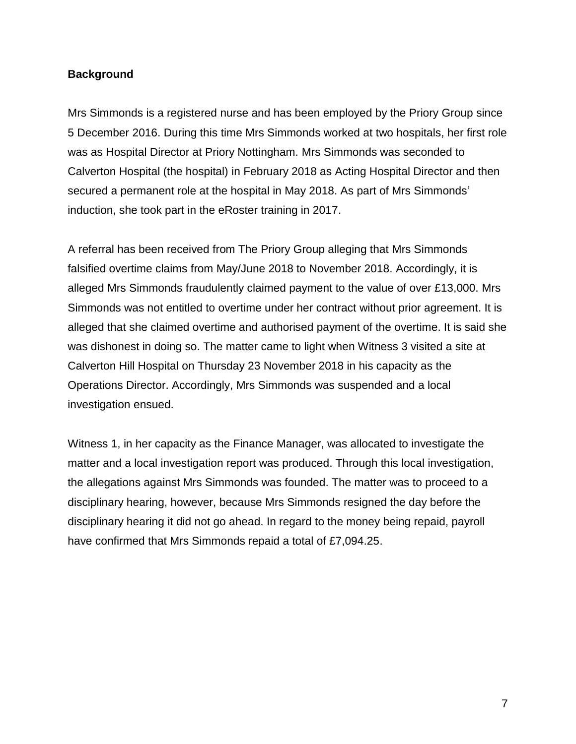**Background**

Mrs Simmonds is a registered nurse and has been employed by the Priory Group since 5 December 2016. During this time Mrs Simmonds worked at two hospitals, her first role was as Hospital Director at Priory Nottingham. Mrs Simmonds was seconded to Calverton Hospital (the hospital) in February 2018 as Acting Hospital Director and then secured a permanent role at the hospital in May 2018. As part of Mrs Simmonds' induction, she took part in the eRoster training in 2017.

A referral has been received from The Priory Group alleging that Mrs Simmonds falsified overtime claims from May/June 2018 to November 2018. Accordingly, it is alleged Mrs Simmonds fraudulently claimed payment to the value of over £13,000. Mrs Simmonds was not entitled to overtime under her contract without prior agreement. It is alleged that she claimed overtime and authorised payment of the overtime. It is said she was dishonest in doing so. The matter came to light when Witness 3 visited a site at Calverton Hill Hospital on Thursday 23 November 2018 in his capacity as the Operations Director. Accordingly, Mrs Simmonds was suspended and a local investigation ensued.

Witness 1, in her capacity as the Finance Manager, was allocated to investigate the matter and a local investigation report was produced. Through this local investigation, the allegations against Mrs Simmonds was founded. The matter was to proceed to a disciplinary hearing, however, because Mrs Simmonds resigned the day before the disciplinary hearing it did not go ahead. In regard to the money being repaid, payroll have confirmed that Mrs Simmonds repaid a total of £7,094.25.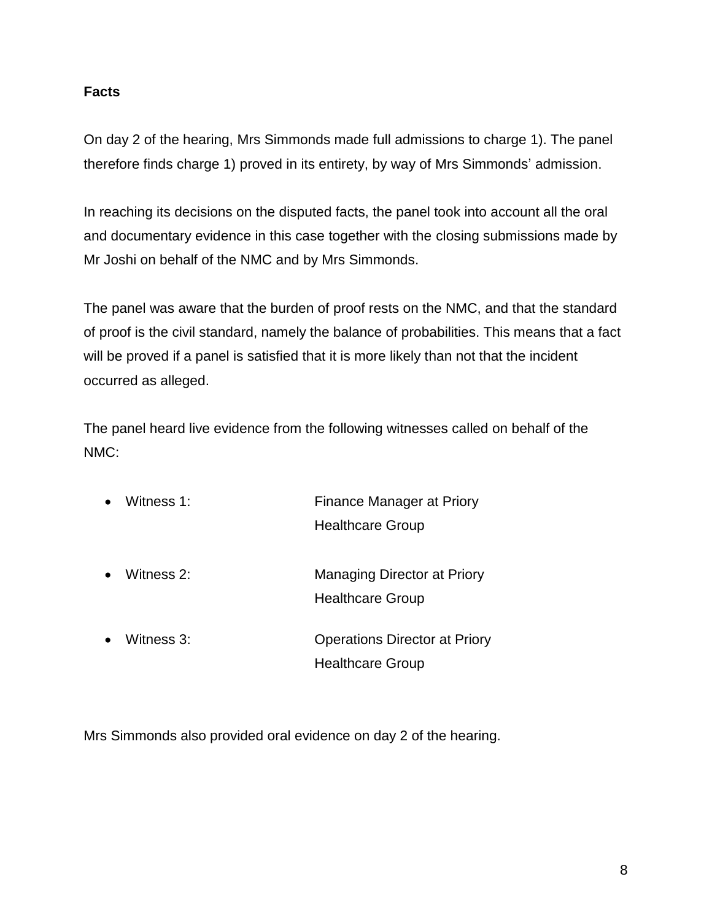**Facts**

On day 2 of the hearing, Mrs Simmonds made full admissions to charge 1). The panel therefore finds charge 1) proved in its entirety, by way of Mrs Simmonds' admission.

In reaching its decisions on the disputed facts, the panel took into account all the oral and documentary evidence in this case together with the closing submissions made by Mr Joshi on behalf of the NMC and by Mrs Simmonds.

The panel was aware that the burden of proof rests on the NMC, and that the standard of proof is the civil standard, namely the balance of probabilities. This means that a fact will be proved if a panel is satisfied that it is more likely than not that the incident occurred as alleged.

The panel heard live evidence from the following witnesses called on behalf of the NMC:

- Witness 1: Finance Manager at Priory Healthcare Group
- Witness 2: Managing Director at Priory Healthcare Group
- Witness 3: Operations Director at Priory Healthcare Group

Mrs Simmonds also provided oral evidence on day 2 of the hearing.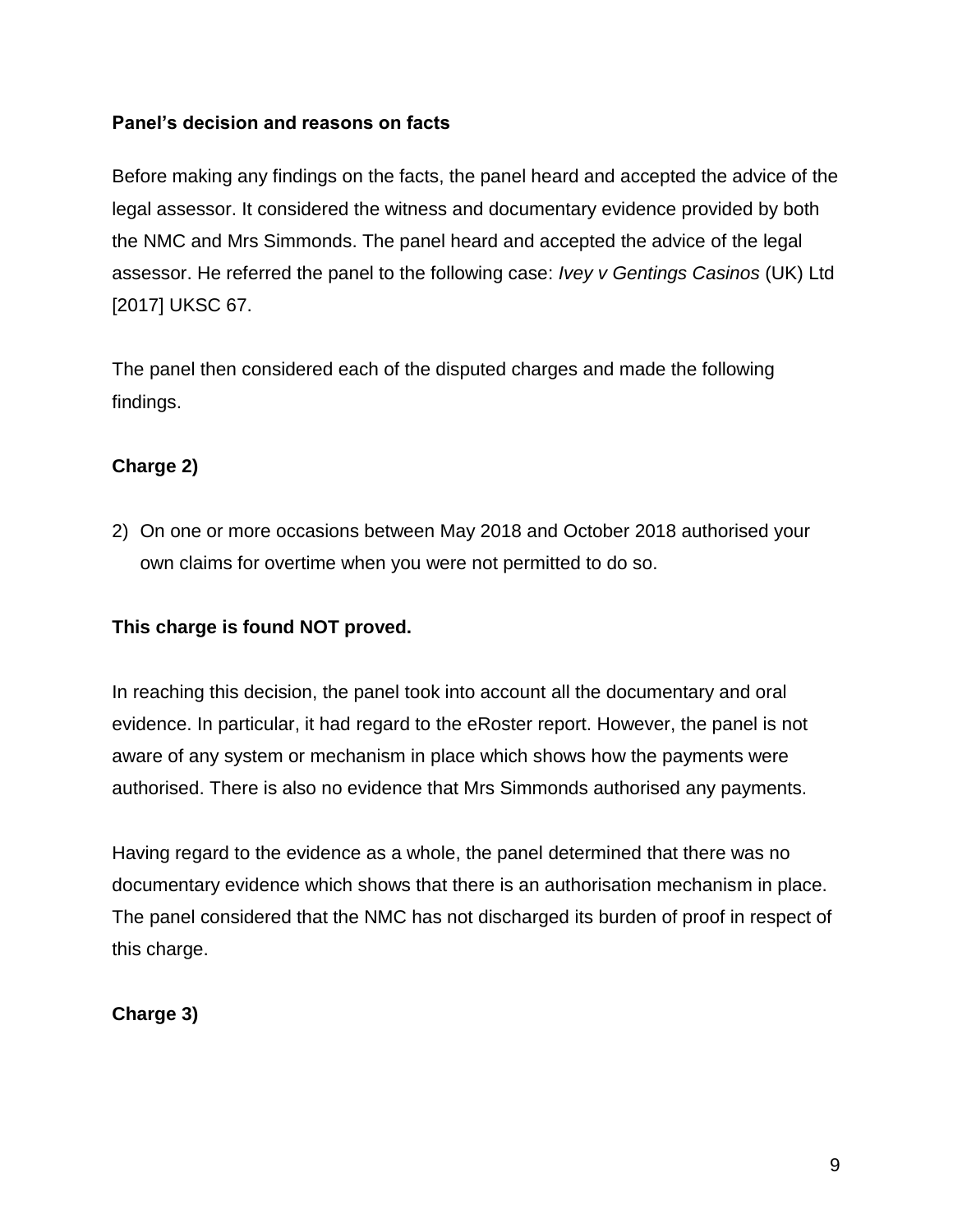**Panel's decision and reasons on facts**

Before making any findings on the facts, the panel heard and accepted the advice of the legal assessor. It considered the witness and documentary evidence provided by both the NMC and Mrs Simmonds. The panel heard and accepted the advice of the legal assessor. He referred the panel to the following case: *Ivey v Gentings Casinos* (UK) Ltd [2017] UKSC 67.

The panel then considered each of the disputed charges and made the following findings.

**Charge 2)**

2) On one or more occasions between May 2018 and October 2018 authorised your own claims for overtime when you were not permitted to do so.

**This charge is found NOT proved.**

In reaching this decision, the panel took into account all the documentary and oral evidence. In particular, it had regard to the eRoster report. However, the panel is not aware of any system or mechanism in place which shows how the payments were authorised. There is also no evidence that Mrs Simmonds authorised any payments.

Having regard to the evidence as a whole, the panel determined that there was no documentary evidence which shows that there is an authorisation mechanism in place. The panel considered that the NMC has not discharged its burden of proof in respect of this charge.

**Charge 3)**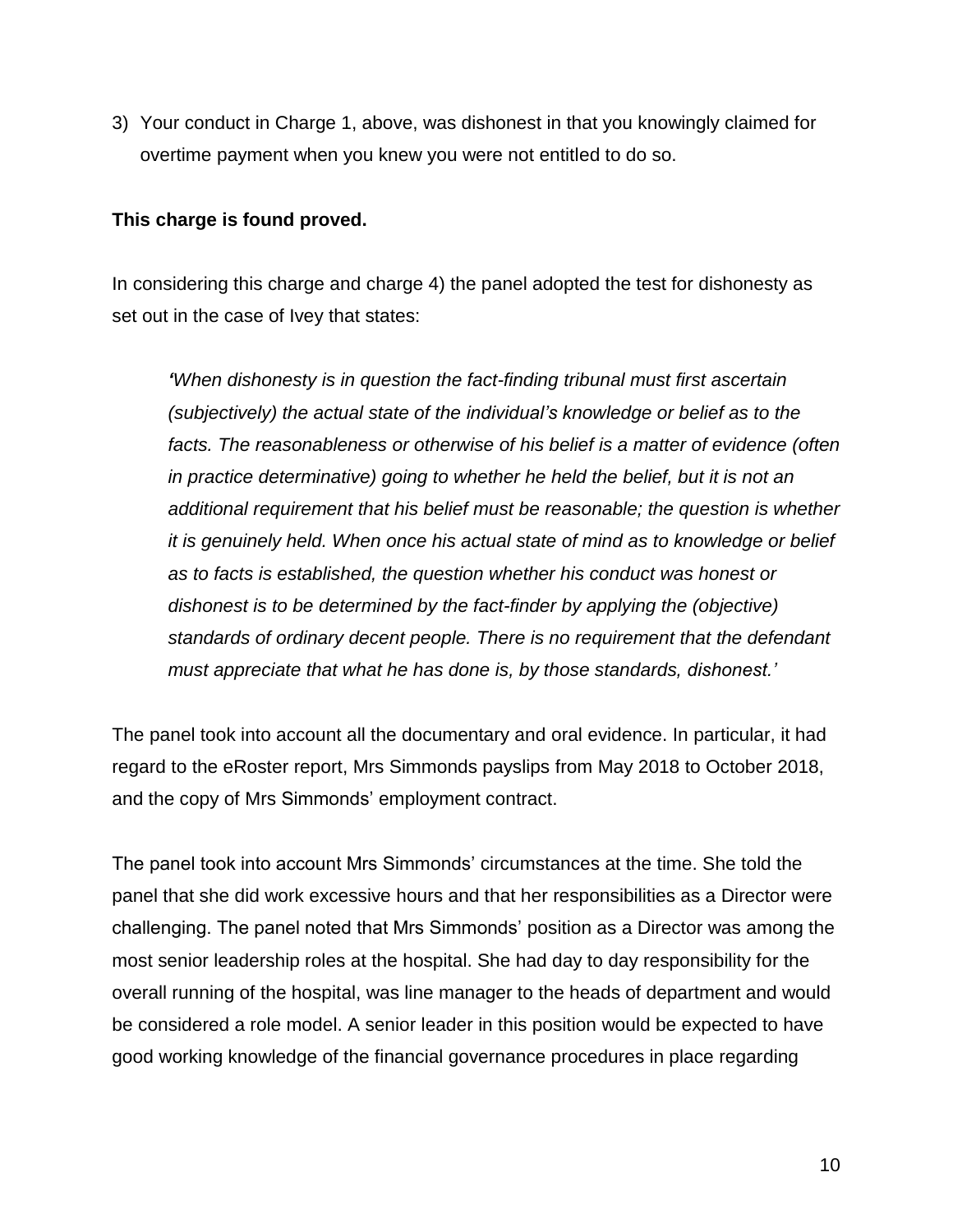3) Your conduct in Charge 1, above, was dishonest in that you knowingly claimed for overtime payment when you knew you were not entitled to do so.

**This charge is found proved.**

In considering this charge and charge 4) the panel adopted the test for dishonesty as set out in the case of Ivey that states:

> *'When dishonesty is in question the fact-finding tribunal must first ascertain (subjectively) the actual state of the individual's knowledge or belief as to the facts. The reasonableness or otherwise of his belief is a matter of evidence (often in practice determinative) going to whether he held the belief, but it is not an additional requirement that his belief must be reasonable; the question is whether it is genuinely held. When once his actual state of mind as to knowledge or belief as to facts is established, the question whether his conduct was honest or dishonest is to be determined by the fact-finder by applying the (objective) standards of ordinary decent people. There is no requirement that the defendant must appreciate that what he has done is, by those standards, dishonest.'*

The panel took into account all the documentary and oral evidence. In particular, it had regard to the eRoster report, Mrs Simmonds payslips from May 2018 to October 2018, and the copy of Mrs Simmonds' employment contract.

The panel took into account Mrs Simmonds' circumstances at the time. She told the panel that she did work excessive hours and that her responsibilities as a Director were challenging. The panel noted that Mrs Simmonds' position as a Director was among the most senior leadership roles at the hospital. She had day to day responsibility for the overall running of the hospital, was line manager to the heads of department and would be considered a role model. A senior leader in this position would be expected to have good working knowledge of the financial governance procedures in place regarding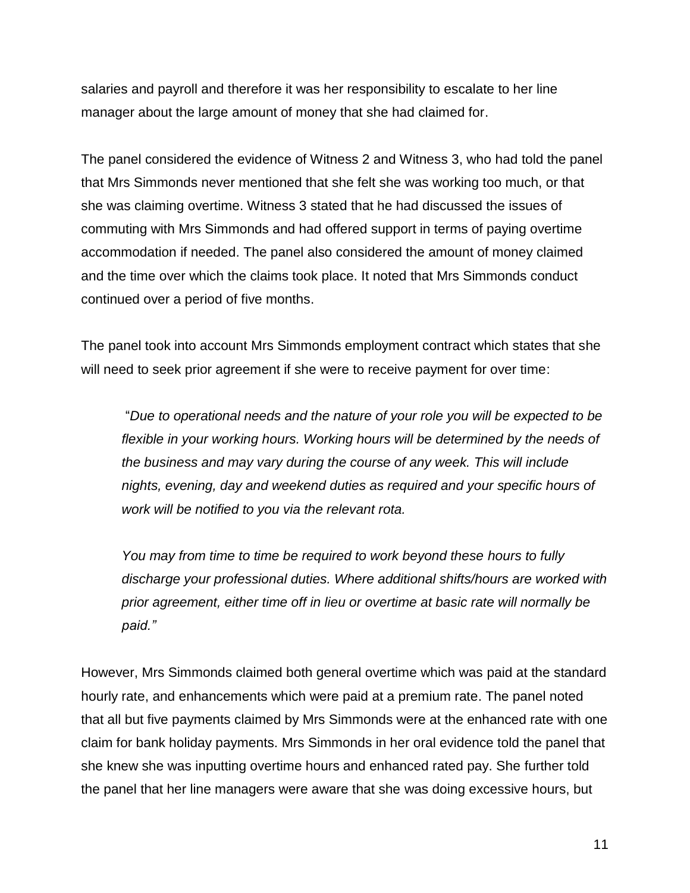salaries and payroll and therefore it was her responsibility to escalate to her line manager about the large amount of money that she had claimed for.

The panel considered the evidence of Witness 2 and Witness 3, who had told the panel that Mrs Simmonds never mentioned that she felt she was working too much, or that she was claiming overtime. Witness 3 stated that he had discussed the issues of commuting with Mrs Simmonds and had offered support in terms of paying overtime accommodation if needed. The panel also considered the amount of money claimed and the time over which the claims took place. It noted that Mrs Simmonds conduct continued over a period of five months.

The panel took into account Mrs Simmonds employment contract which states that she will need to seek prior agreement if she were to receive payment for over time:

> "*Due to operational needs and the nature of your role you will be expected to be flexible in your working hours. Working hours will be determined by the needs of the business and may vary during the course of any week. This will include nights, evening, day and weekend duties as required and your specific hours of work will be notified to you via the relevant rota.*
>
> *You may from time to time be required to work beyond these hours to fully discharge your professional duties. Where additional shifts/hours are worked with prior agreement, either time off in lieu or overtime at basic rate will normally be paid."*

However, Mrs Simmonds claimed both general overtime which was paid at the standard hourly rate, and enhancements which were paid at a premium rate. The panel noted that all but five payments claimed by Mrs Simmonds were at the enhanced rate with one claim for bank holiday payments. Mrs Simmonds in her oral evidence told the panel that she knew she was inputting overtime hours and enhanced rated pay. She further told the panel that her line managers were aware that she was doing excessive hours, but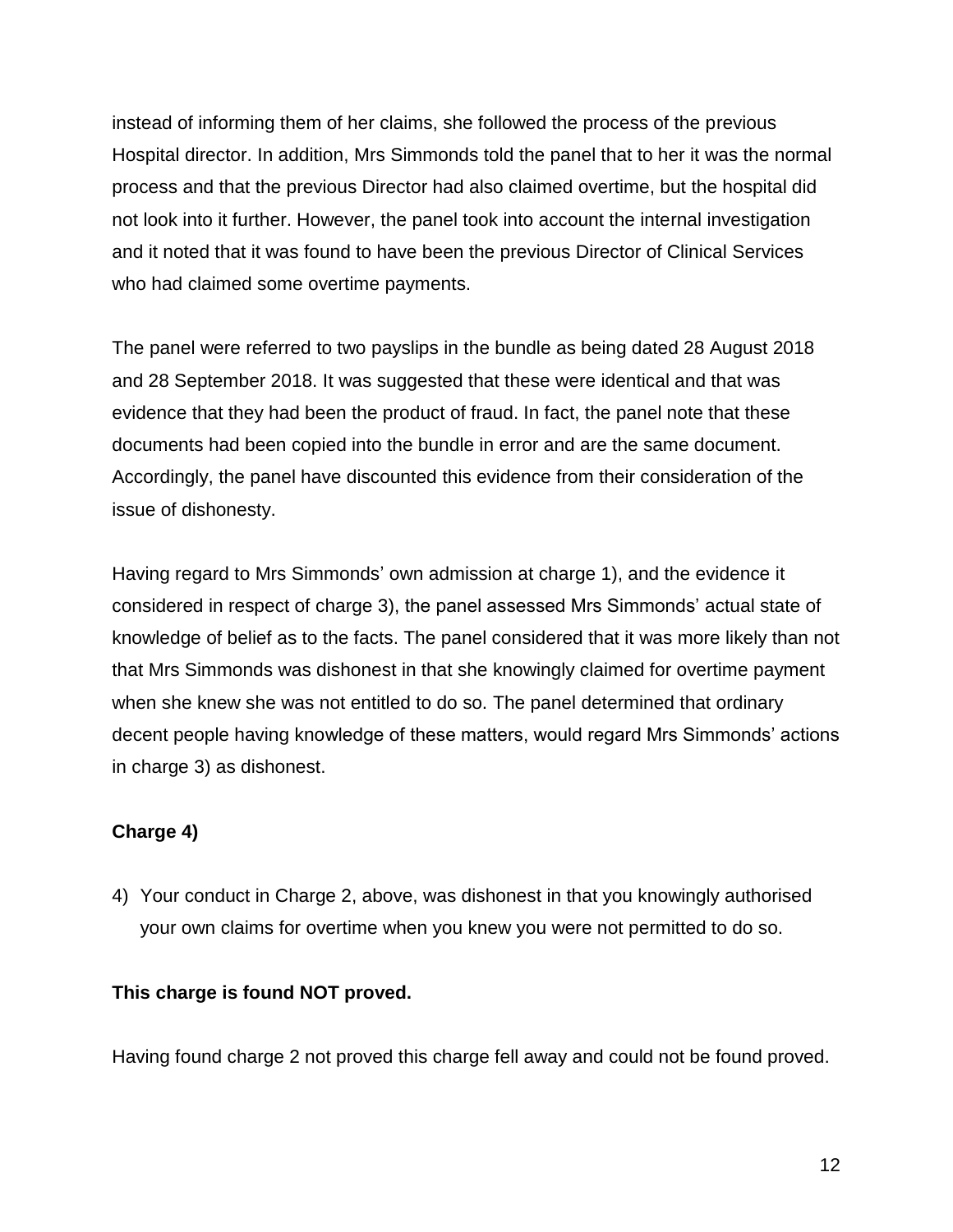instead of informing them of her claims, she followed the process of the previous Hospital director. In addition, Mrs Simmonds told the panel that to her it was the normal process and that the previous Director had also claimed overtime, but the hospital did not look into it further. However, the panel took into account the internal investigation and it noted that it was found to have been the previous Director of Clinical Services who had claimed some overtime payments.

The panel were referred to two payslips in the bundle as being dated 28 August 2018 and 28 September 2018. It was suggested that these were identical and that was evidence that they had been the product of fraud. In fact, the panel note that these documents had been copied into the bundle in error and are the same document. Accordingly, the panel have discounted this evidence from their consideration of the issue of dishonesty.

Having regard to Mrs Simmonds' own admission at charge 1), and the evidence it considered in respect of charge 3), the panel assessed Mrs Simmonds' actual state of knowledge of belief as to the facts. The panel considered that it was more likely than not that Mrs Simmonds was dishonest in that she knowingly claimed for overtime payment when she knew she was not entitled to do so. The panel determined that ordinary decent people having knowledge of these matters, would regard Mrs Simmonds' actions in charge 3) as dishonest.

**Charge 4)**

4) Your conduct in Charge 2, above, was dishonest in that you knowingly authorised your own claims for overtime when you knew you were not permitted to do so.

**This charge is found NOT proved.**

Having found charge 2 not proved this charge fell away and could not be found proved.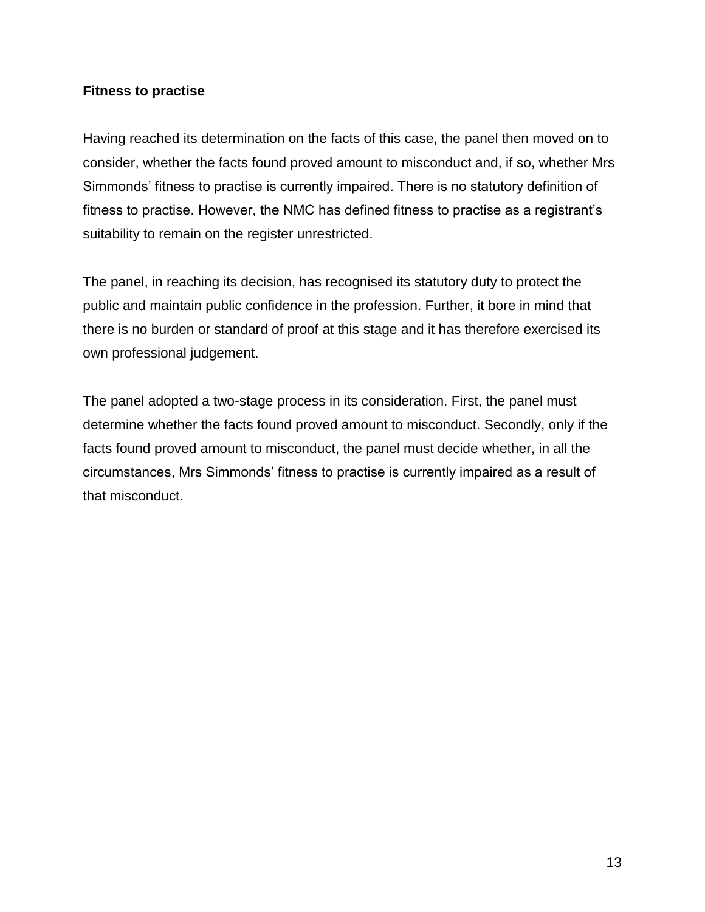**Fitness to practise**

Having reached its determination on the facts of this case, the panel then moved on to consider, whether the facts found proved amount to misconduct and, if so, whether Mrs Simmonds' fitness to practise is currently impaired. There is no statutory definition of fitness to practise. However, the NMC has defined fitness to practise as a registrant's suitability to remain on the register unrestricted.

The panel, in reaching its decision, has recognised its statutory duty to protect the public and maintain public confidence in the profession. Further, it bore in mind that there is no burden or standard of proof at this stage and it has therefore exercised its own professional judgement.

The panel adopted a two-stage process in its consideration. First, the panel must determine whether the facts found proved amount to misconduct. Secondly, only if the facts found proved amount to misconduct, the panel must decide whether, in all the circumstances, Mrs Simmonds' fitness to practise is currently impaired as a result of that misconduct.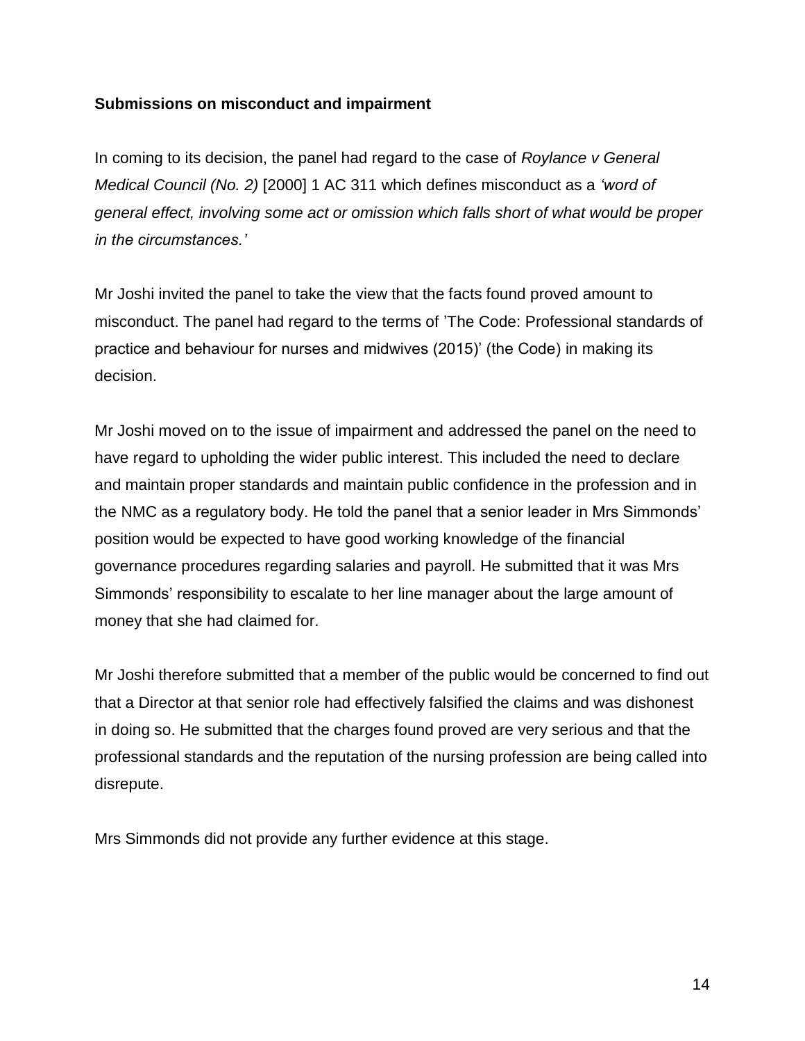**Submissions on misconduct and impairment**

In coming to its decision, the panel had regard to the case of *Roylance v General Medical Council (No. 2)* [2000] 1 AC 311 which defines misconduct as a *'word of general effect, involving some act or omission which falls short of what would be proper in the circumstances.'*

Mr Joshi invited the panel to take the view that the facts found proved amount to misconduct. The panel had regard to the terms of 'The Code: Professional standards of practice and behaviour for nurses and midwives (2015)' (the Code) in making its decision.

Mr Joshi moved on to the issue of impairment and addressed the panel on the need to have regard to upholding the wider public interest. This included the need to declare and maintain proper standards and maintain public confidence in the profession and in the NMC as a regulatory body. He told the panel that a senior leader in Mrs Simmonds' position would be expected to have good working knowledge of the financial governance procedures regarding salaries and payroll. He submitted that it was Mrs Simmonds' responsibility to escalate to her line manager about the large amount of money that she had claimed for.

Mr Joshi therefore submitted that a member of the public would be concerned to find out that a Director at that senior role had effectively falsified the claims and was dishonest in doing so. He submitted that the charges found proved are very serious and that the professional standards and the reputation of the nursing profession are being called into disrepute.

Mrs Simmonds did not provide any further evidence at this stage.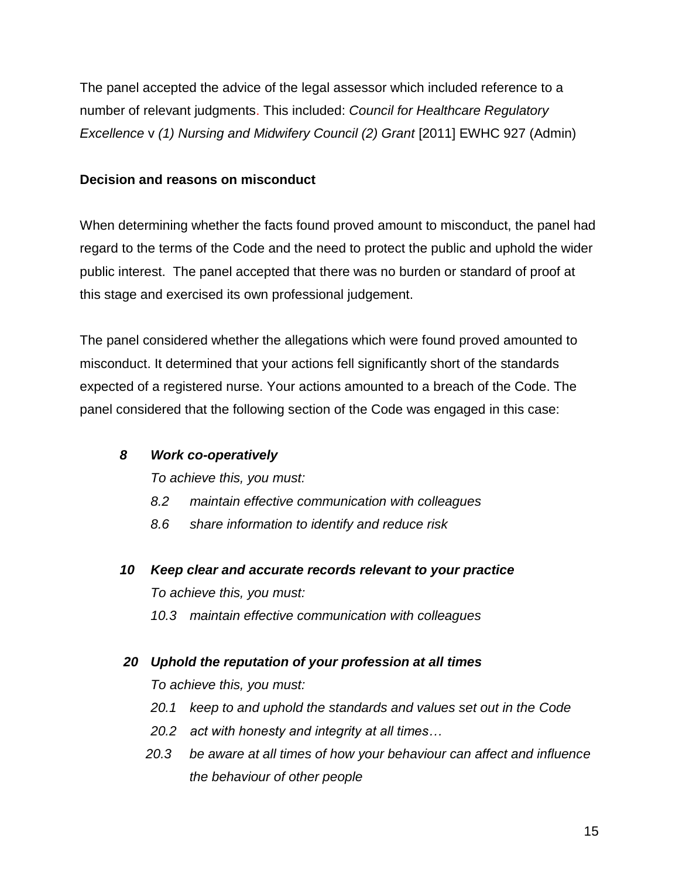The panel accepted the advice of the legal assessor which included reference to a number of relevant judgments. This included: *Council for Healthcare Regulatory Excellence* v *(1) Nursing and Midwifery Council (2) Grant* [2011] EWHC 927 (Admin)

**Decision and reasons on misconduct**

When determining whether the facts found proved amount to misconduct, the panel had regard to the terms of the Code and the need to protect the public and uphold the wider public interest. The panel accepted that there was no burden or standard of proof at this stage and exercised its own professional judgement.

The panel considered whether the allegations which were found proved amounted to misconduct. It determined that your actions fell significantly short of the standards expected of a registered nurse. Your actions amounted to a breach of the Code. The panel considered that the following section of the Code was engaged in this case:

***8 Work co-operatively***

*To achieve this, you must:*

*8.2 maintain effective communication with colleagues*

*8.6 share information to identify and reduce risk*

***10 Keep clear and accurate records relevant to your practice***

*To achieve this, you must:*

*10.3 maintain effective communication with colleagues*

***20 Uphold the reputation of your profession at all times***

*To achieve this, you must:*

*20.1 keep to and uphold the standards and values set out in the Code*

*20.2 act with honesty and integrity at all times…*

*20.3 be aware at all times of how your behaviour can affect and influence the behaviour of other people*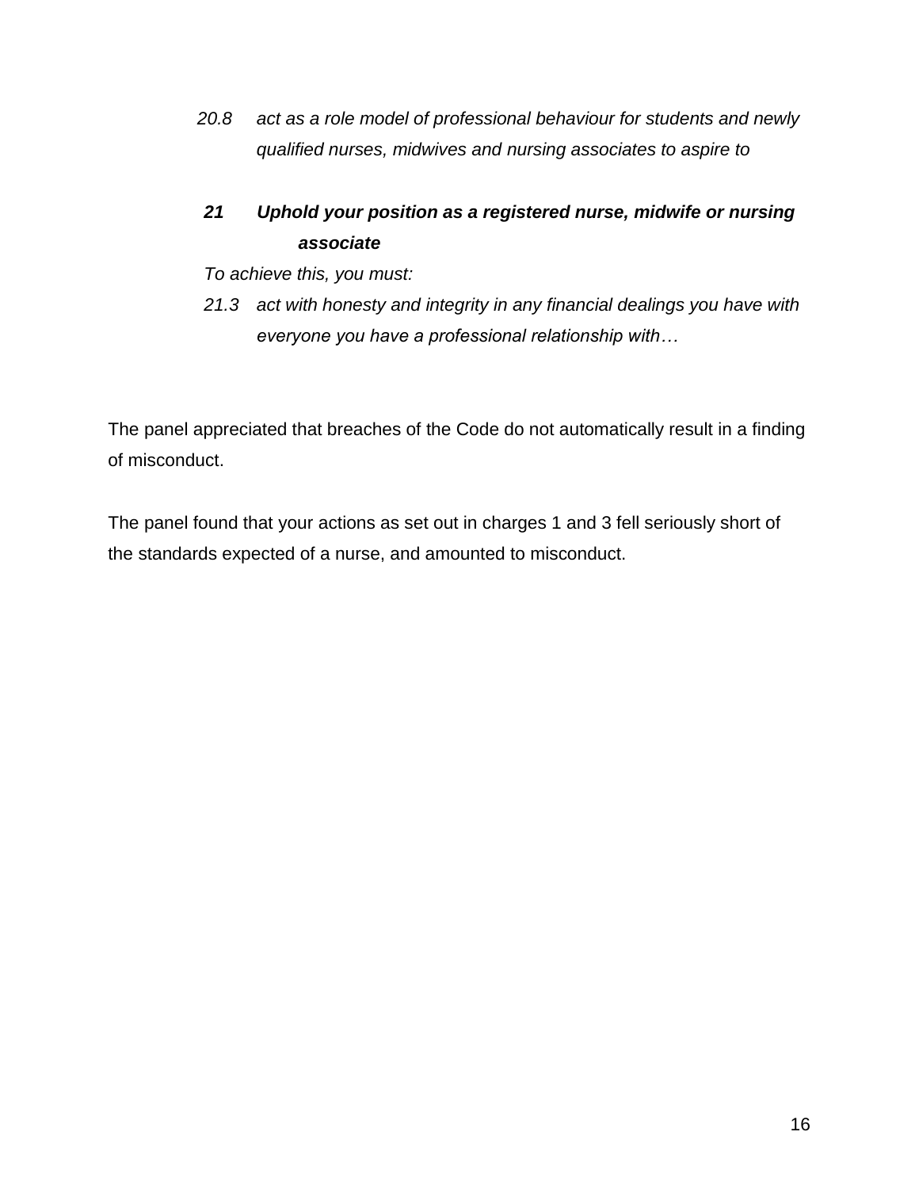*20.8 act as a role model of professional behaviour for students and newly qualified nurses, midwives and nursing associates to aspire to*

***21 Uphold your position as a registered nurse, midwife or nursing associate***

*To achieve this, you must:*

*21.3 act with honesty and integrity in any financial dealings you have with everyone you have a professional relationship with…*

The panel appreciated that breaches of the Code do not automatically result in a finding of misconduct.

The panel found that your actions as set out in charges 1 and 3 fell seriously short of the standards expected of a nurse, and amounted to misconduct.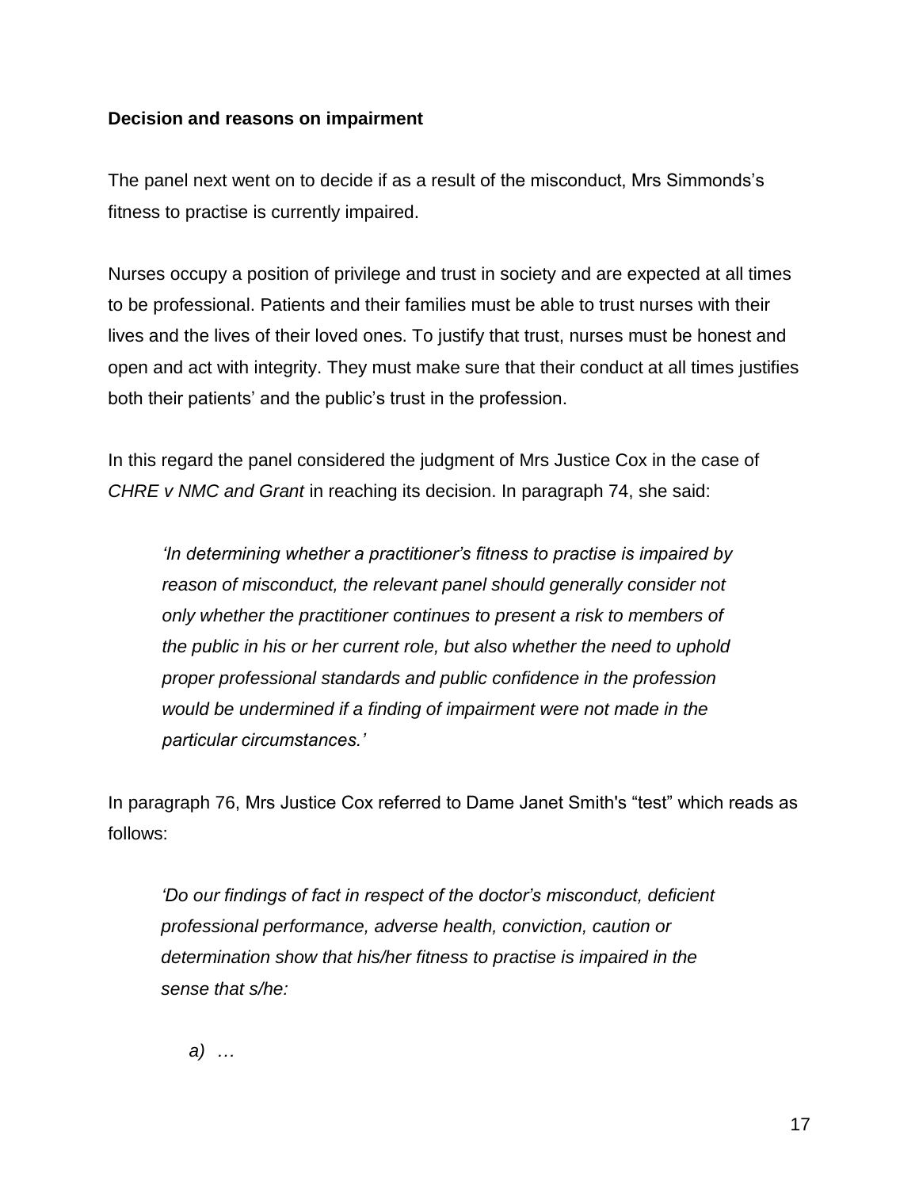**Decision and reasons on impairment**

The panel next went on to decide if as a result of the misconduct, Mrs Simmonds's fitness to practise is currently impaired.

Nurses occupy a position of privilege and trust in society and are expected at all times to be professional. Patients and their families must be able to trust nurses with their lives and the lives of their loved ones. To justify that trust, nurses must be honest and open and act with integrity. They must make sure that their conduct at all times justifies both their patients' and the public's trust in the profession.

In this regard the panel considered the judgment of Mrs Justice Cox in the case of *CHRE v NMC and Grant* in reaching its decision. In paragraph 74, she said:

> *'In determining whether a practitioner's fitness to practise is impaired by reason of misconduct, the relevant panel should generally consider not only whether the practitioner continues to present a risk to members of the public in his or her current role, but also whether the need to uphold proper professional standards and public confidence in the profession would be undermined if a finding of impairment were not made in the particular circumstances.'*

In paragraph 76, Mrs Justice Cox referred to Dame Janet Smith's "test" which reads as follows:

> *'Do our findings of fact in respect of the doctor's misconduct, deficient professional performance, adverse health, conviction, caution or determination show that his/her fitness to practise is impaired in the sense that s/he:*
>
> *a) …*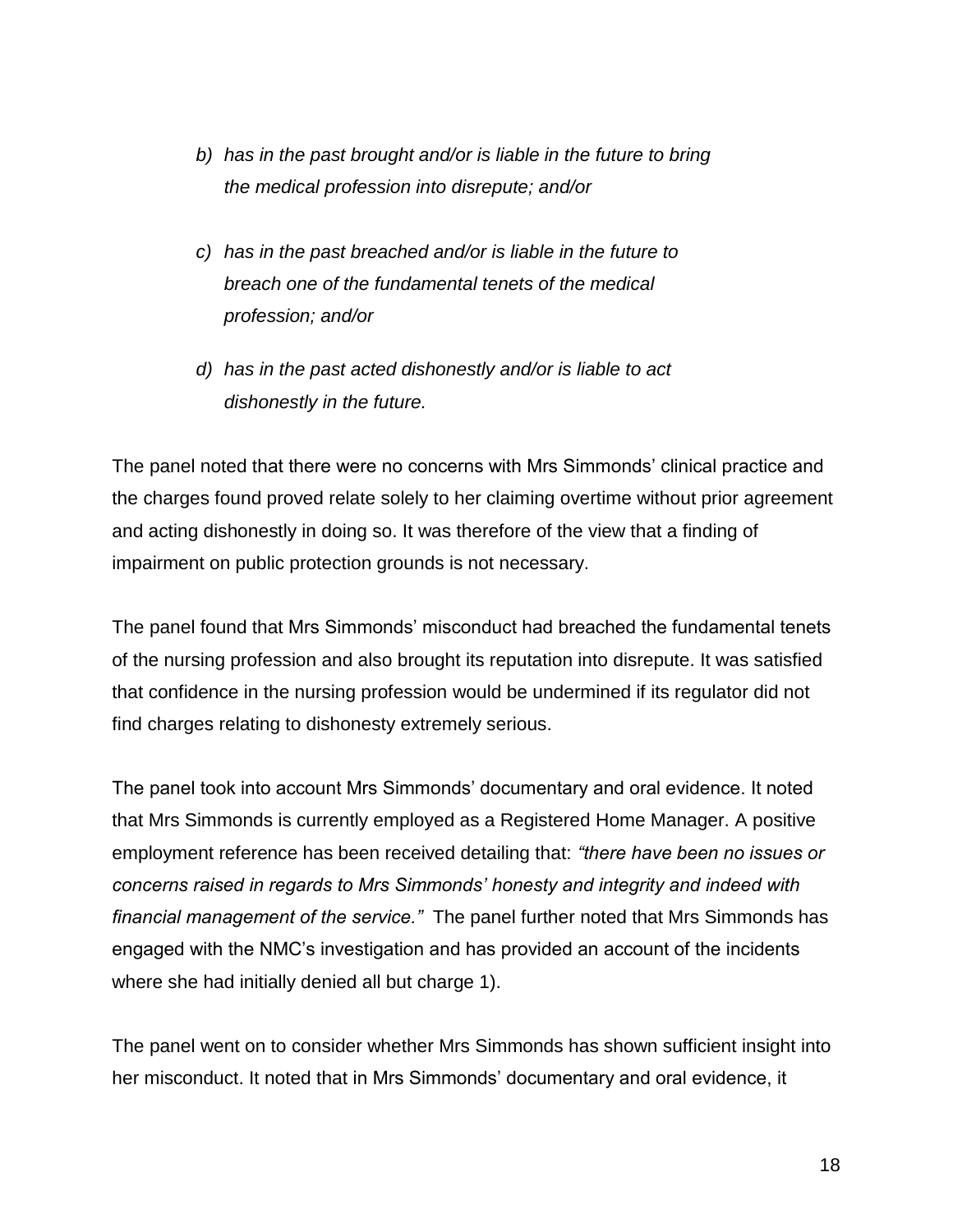> *b) has in the past brought and/or is liable in the future to bring the medical profession into disrepute; and/or*
>
> *c) has in the past breached and/or is liable in the future to breach one of the fundamental tenets of the medical profession; and/or*
>
> *d) has in the past acted dishonestly and/or is liable to act dishonestly in the future.*

The panel noted that there were no concerns with Mrs Simmonds' clinical practice and the charges found proved relate solely to her claiming overtime without prior agreement and acting dishonestly in doing so. It was therefore of the view that a finding of impairment on public protection grounds is not necessary.

The panel found that Mrs Simmonds' misconduct had breached the fundamental tenets of the nursing profession and also brought its reputation into disrepute. It was satisfied that confidence in the nursing profession would be undermined if its regulator did not find charges relating to dishonesty extremely serious.

The panel took into account Mrs Simmonds' documentary and oral evidence. It noted that Mrs Simmonds is currently employed as a Registered Home Manager. A positive employment reference has been received detailing that: *"there have been no issues or concerns raised in regards to Mrs Simmonds' honesty and integrity and indeed with financial management of the service."* The panel further noted that Mrs Simmonds has engaged with the NMC's investigation and has provided an account of the incidents where she had initially denied all but charge 1).

The panel went on to consider whether Mrs Simmonds has shown sufficient insight into her misconduct. It noted that in Mrs Simmonds' documentary and oral evidence, it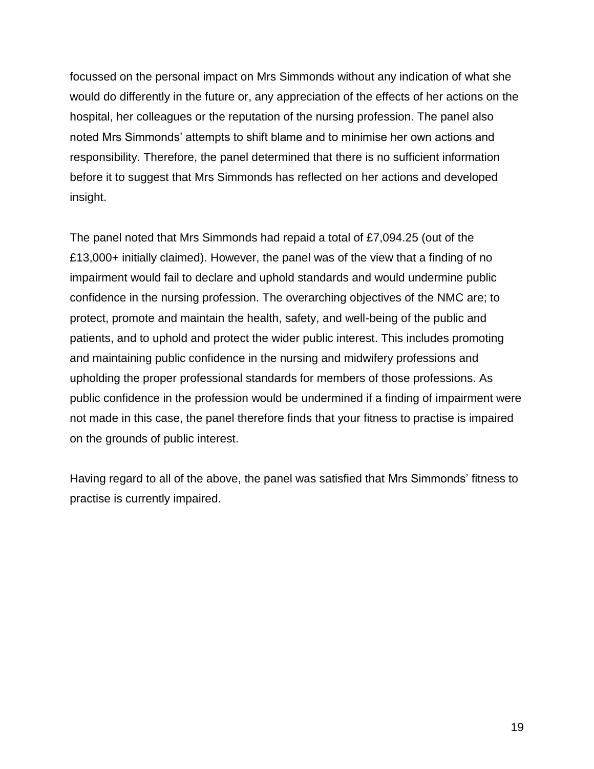focussed on the personal impact on Mrs Simmonds without any indication of what she would do differently in the future or, any appreciation of the effects of her actions on the hospital, her colleagues or the reputation of the nursing profession. The panel also noted Mrs Simmonds' attempts to shift blame and to minimise her own actions and responsibility. Therefore, the panel determined that there is no sufficient information before it to suggest that Mrs Simmonds has reflected on her actions and developed insight.

The panel noted that Mrs Simmonds had repaid a total of £7,094.25 (out of the £13,000+ initially claimed). However, the panel was of the view that a finding of no impairment would fail to declare and uphold standards and would undermine public confidence in the nursing profession. The overarching objectives of the NMC are; to protect, promote and maintain the health, safety, and well-being of the public and patients, and to uphold and protect the wider public interest. This includes promoting and maintaining public confidence in the nursing and midwifery professions and upholding the proper professional standards for members of those professions. As public confidence in the profession would be undermined if a finding of impairment were not made in this case, the panel therefore finds that your fitness to practise is impaired on the grounds of public interest.

Having regard to all of the above, the panel was satisfied that Mrs Simmonds' fitness to practise is currently impaired.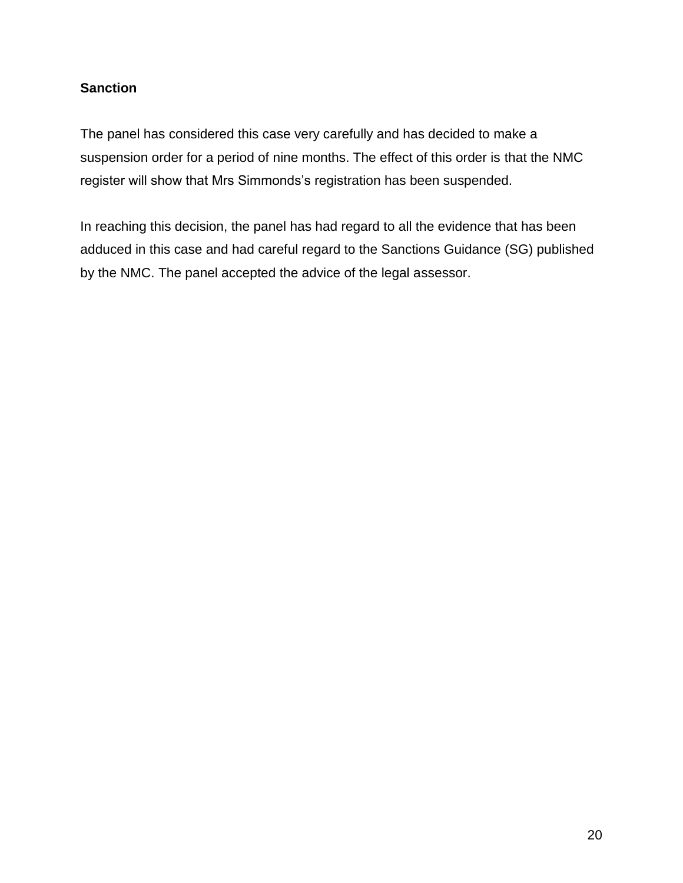**Sanction**

The panel has considered this case very carefully and has decided to make a suspension order for a period of nine months. The effect of this order is that the NMC register will show that Mrs Simmonds's registration has been suspended.

In reaching this decision, the panel has had regard to all the evidence that has been adduced in this case and had careful regard to the Sanctions Guidance (SG) published by the NMC. The panel accepted the advice of the legal assessor.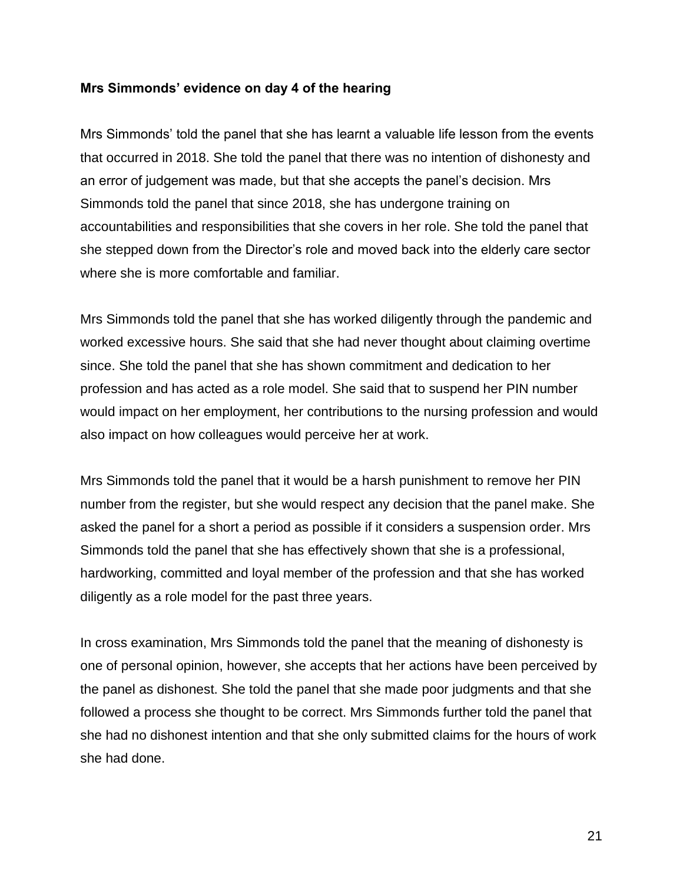**Mrs Simmonds' evidence on day 4 of the hearing**

Mrs Simmonds' told the panel that she has learnt a valuable life lesson from the events that occurred in 2018. She told the panel that there was no intention of dishonesty and an error of judgement was made, but that she accepts the panel's decision. Mrs Simmonds told the panel that since 2018, she has undergone training on accountabilities and responsibilities that she covers in her role. She told the panel that she stepped down from the Director's role and moved back into the elderly care sector where she is more comfortable and familiar.

Mrs Simmonds told the panel that she has worked diligently through the pandemic and worked excessive hours. She said that she had never thought about claiming overtime since. She told the panel that she has shown commitment and dedication to her profession and has acted as a role model. She said that to suspend her PIN number would impact on her employment, her contributions to the nursing profession and would also impact on how colleagues would perceive her at work.

Mrs Simmonds told the panel that it would be a harsh punishment to remove her PIN number from the register, but she would respect any decision that the panel make. She asked the panel for a short a period as possible if it considers a suspension order. Mrs Simmonds told the panel that she has effectively shown that she is a professional, hardworking, committed and loyal member of the profession and that she has worked diligently as a role model for the past three years.

In cross examination, Mrs Simmonds told the panel that the meaning of dishonesty is one of personal opinion, however, she accepts that her actions have been perceived by the panel as dishonest. She told the panel that she made poor judgments and that she followed a process she thought to be correct. Mrs Simmonds further told the panel that she had no dishonest intention and that she only submitted claims for the hours of work she had done.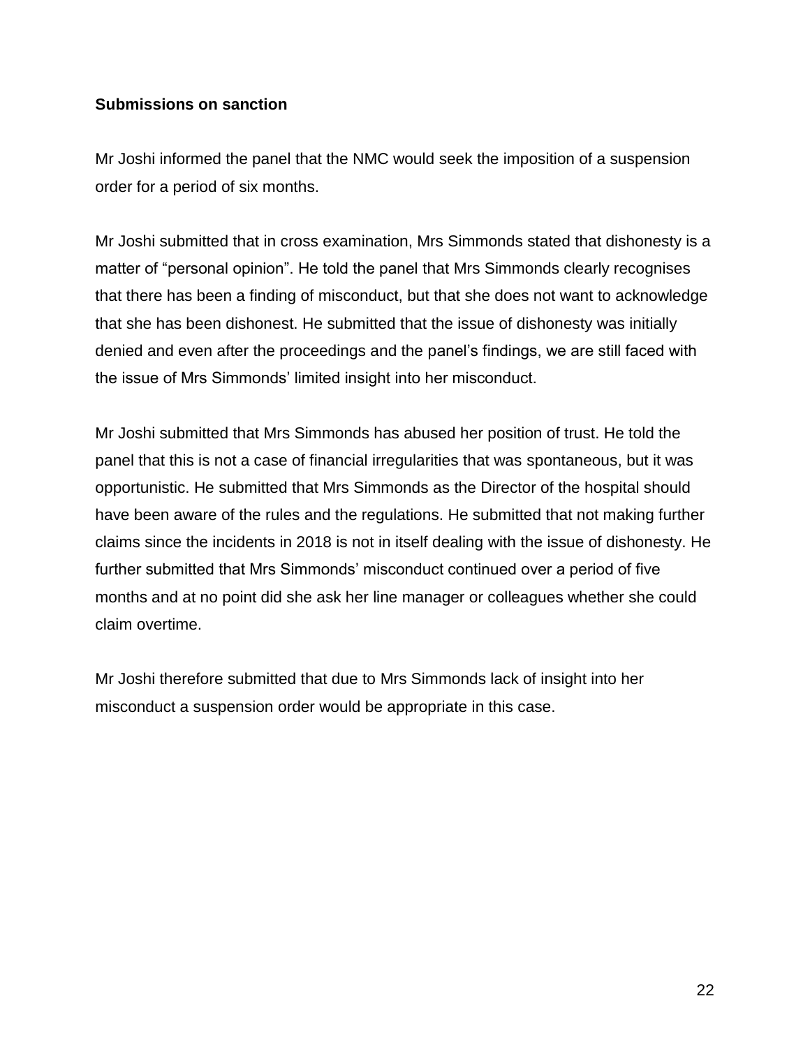**Submissions on sanction**

Mr Joshi informed the panel that the NMC would seek the imposition of a suspension order for a period of six months.

Mr Joshi submitted that in cross examination, Mrs Simmonds stated that dishonesty is a matter of "personal opinion". He told the panel that Mrs Simmonds clearly recognises that there has been a finding of misconduct, but that she does not want to acknowledge that she has been dishonest. He submitted that the issue of dishonesty was initially denied and even after the proceedings and the panel's findings, we are still faced with the issue of Mrs Simmonds' limited insight into her misconduct.

Mr Joshi submitted that Mrs Simmonds has abused her position of trust. He told the panel that this is not a case of financial irregularities that was spontaneous, but it was opportunistic. He submitted that Mrs Simmonds as the Director of the hospital should have been aware of the rules and the regulations. He submitted that not making further claims since the incidents in 2018 is not in itself dealing with the issue of dishonesty. He further submitted that Mrs Simmonds' misconduct continued over a period of five months and at no point did she ask her line manager or colleagues whether she could claim overtime.

Mr Joshi therefore submitted that due to Mrs Simmonds lack of insight into her misconduct a suspension order would be appropriate in this case.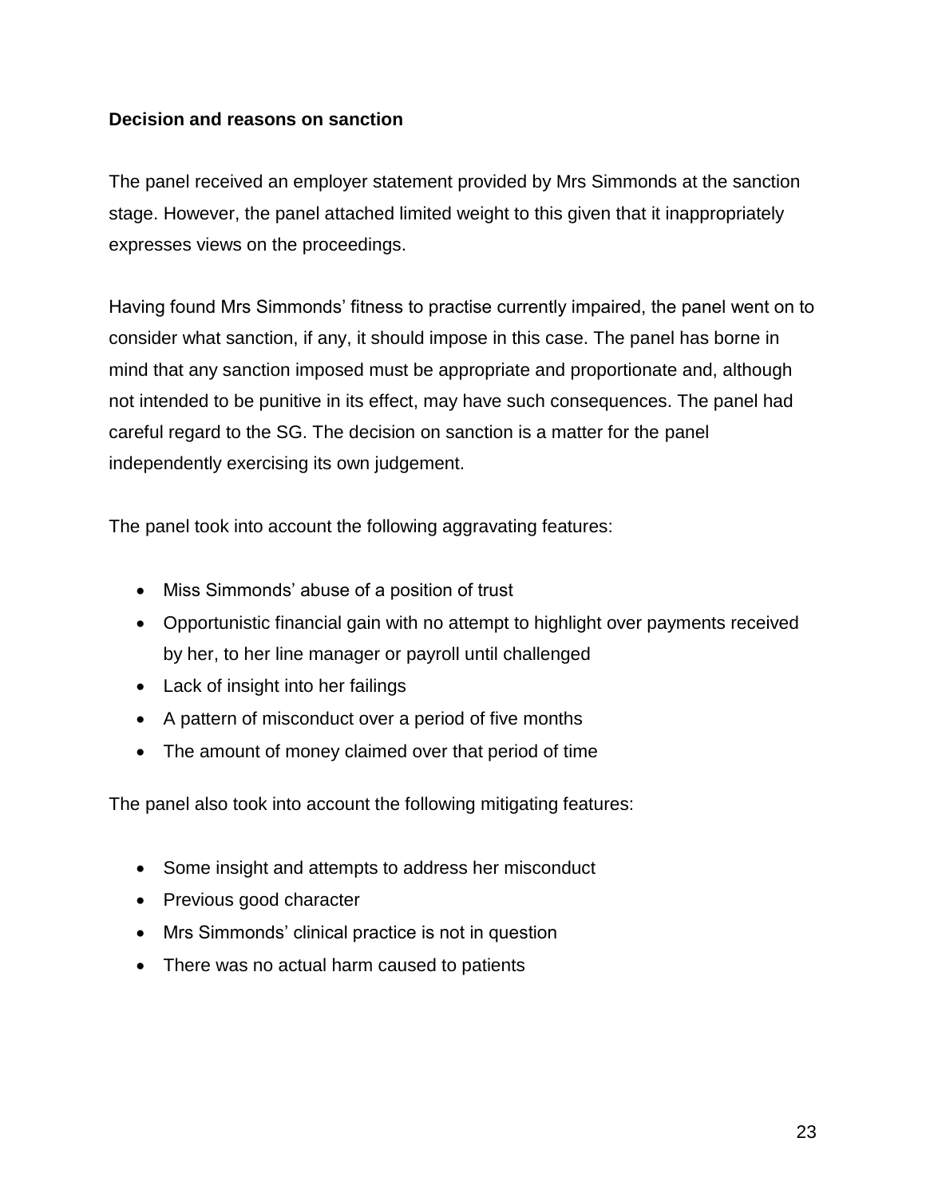**Decision and reasons on sanction**

The panel received an employer statement provided by Mrs Simmonds at the sanction stage. However, the panel attached limited weight to this given that it inappropriately expresses views on the proceedings.

Having found Mrs Simmonds' fitness to practise currently impaired, the panel went on to consider what sanction, if any, it should impose in this case. The panel has borne in mind that any sanction imposed must be appropriate and proportionate and, although not intended to be punitive in its effect, may have such consequences. The panel had careful regard to the SG. The decision on sanction is a matter for the panel independently exercising its own judgement.

The panel took into account the following aggravating features:

- Miss Simmonds' abuse of a position of trust
- Opportunistic financial gain with no attempt to highlight over payments received by her, to her line manager or payroll until challenged
- Lack of insight into her failings
- A pattern of misconduct over a period of five months
- The amount of money claimed over that period of time

The panel also took into account the following mitigating features:

- Some insight and attempts to address her misconduct
- Previous good character
- Mrs Simmonds' clinical practice is not in question
- There was no actual harm caused to patients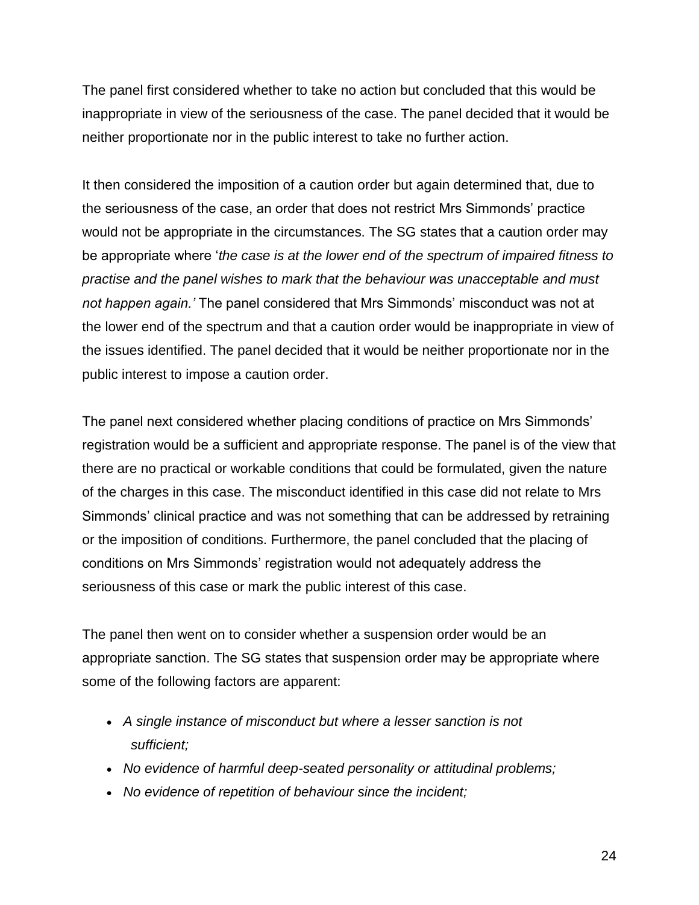The panel first considered whether to take no action but concluded that this would be inappropriate in view of the seriousness of the case. The panel decided that it would be neither proportionate nor in the public interest to take no further action.

It then considered the imposition of a caution order but again determined that, due to the seriousness of the case, an order that does not restrict Mrs Simmonds' practice would not be appropriate in the circumstances. The SG states that a caution order may be appropriate where '*the case is at the lower end of the spectrum of impaired fitness to practise and the panel wishes to mark that the behaviour was unacceptable and must not happen again.'* The panel considered that Mrs Simmonds' misconduct was not at the lower end of the spectrum and that a caution order would be inappropriate in view of the issues identified. The panel decided that it would be neither proportionate nor in the public interest to impose a caution order.

The panel next considered whether placing conditions of practice on Mrs Simmonds' registration would be a sufficient and appropriate response. The panel is of the view that there are no practical or workable conditions that could be formulated, given the nature of the charges in this case. The misconduct identified in this case did not relate to Mrs Simmonds' clinical practice and was not something that can be addressed by retraining or the imposition of conditions. Furthermore, the panel concluded that the placing of conditions on Mrs Simmonds' registration would not adequately address the seriousness of this case or mark the public interest of this case.

The panel then went on to consider whether a suspension order would be an appropriate sanction. The SG states that suspension order may be appropriate where some of the following factors are apparent:

- *A single instance of misconduct but where a lesser sanction is not sufficient;*
- *No evidence of harmful deep-seated personality or attitudinal problems;*
- *No evidence of repetition of behaviour since the incident;*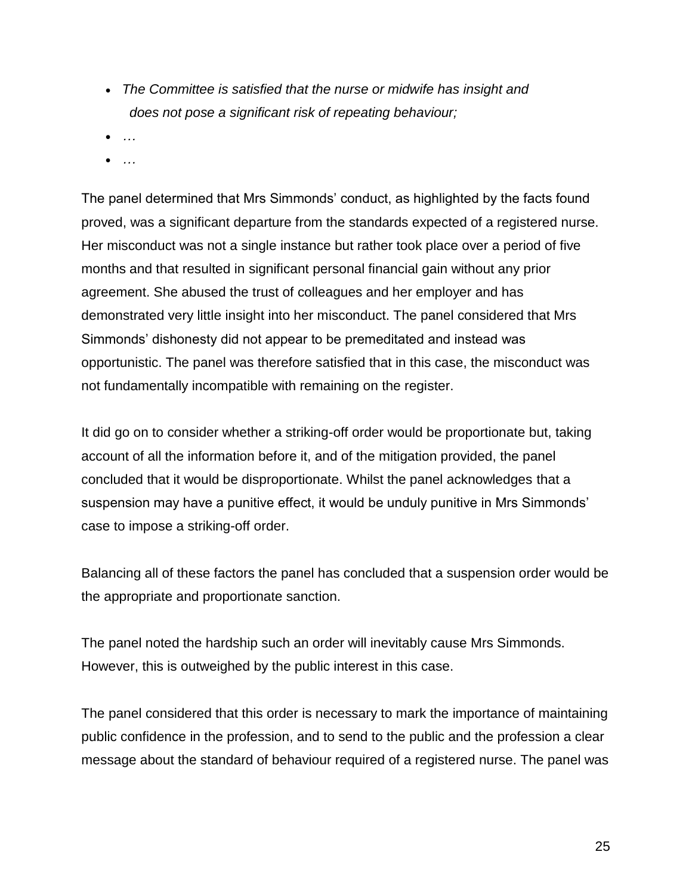- *The Committee is satisfied that the nurse or midwife has insight and does not pose a significant risk of repeating behaviour;*
- *…*
- *…*

The panel determined that Mrs Simmonds' conduct, as highlighted by the facts found proved, was a significant departure from the standards expected of a registered nurse. Her misconduct was not a single instance but rather took place over a period of five months and that resulted in significant personal financial gain without any prior agreement. She abused the trust of colleagues and her employer and has demonstrated very little insight into her misconduct. The panel considered that Mrs Simmonds' dishonesty did not appear to be premeditated and instead was opportunistic. The panel was therefore satisfied that in this case, the misconduct was not fundamentally incompatible with remaining on the register.

It did go on to consider whether a striking-off order would be proportionate but, taking account of all the information before it, and of the mitigation provided, the panel concluded that it would be disproportionate. Whilst the panel acknowledges that a suspension may have a punitive effect, it would be unduly punitive in Mrs Simmonds' case to impose a striking-off order.

Balancing all of these factors the panel has concluded that a suspension order would be the appropriate and proportionate sanction.

The panel noted the hardship such an order will inevitably cause Mrs Simmonds. However, this is outweighed by the public interest in this case.

The panel considered that this order is necessary to mark the importance of maintaining public confidence in the profession, and to send to the public and the profession a clear message about the standard of behaviour required of a registered nurse. The panel was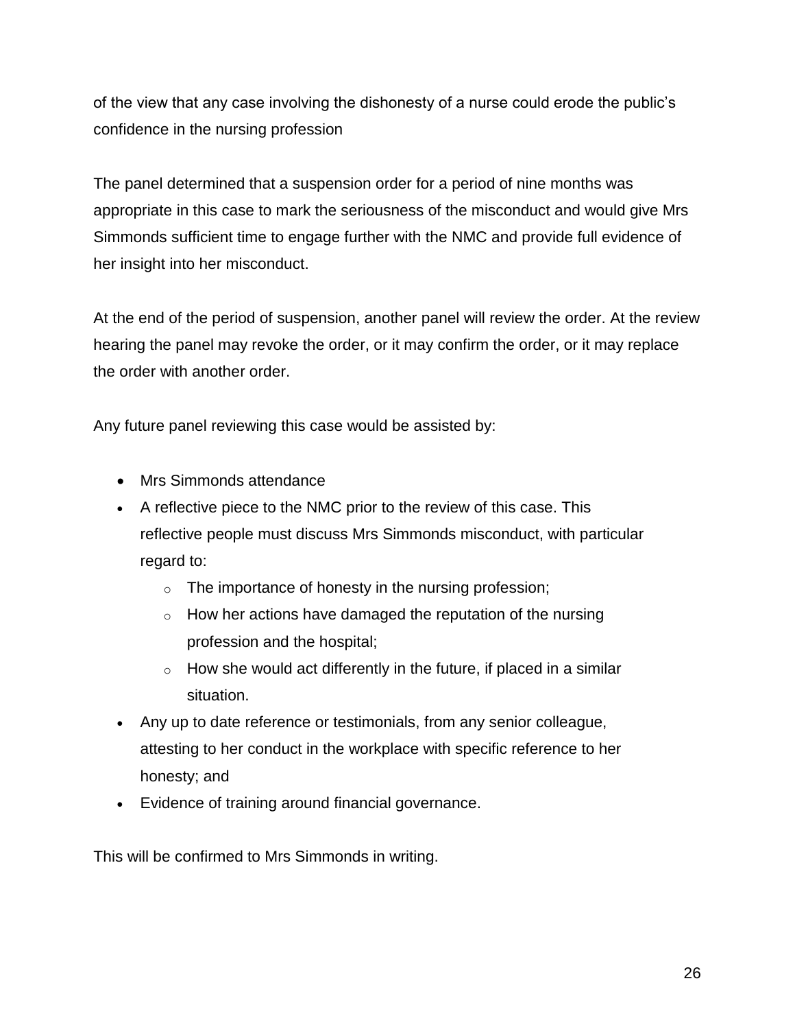of the view that any case involving the dishonesty of a nurse could erode the public's confidence in the nursing profession

The panel determined that a suspension order for a period of nine months was appropriate in this case to mark the seriousness of the misconduct and would give Mrs Simmonds sufficient time to engage further with the NMC and provide full evidence of her insight into her misconduct.

At the end of the period of suspension, another panel will review the order. At the review hearing the panel may revoke the order, or it may confirm the order, or it may replace the order with another order.

Any future panel reviewing this case would be assisted by:

- Mrs Simmonds attendance
- A reflective piece to the NMC prior to the review of this case. This reflective people must discuss Mrs Simmonds misconduct, with particular regard to:
    - The importance of honesty in the nursing profession;
    - How her actions have damaged the reputation of the nursing profession and the hospital;
    - How she would act differently in the future, if placed in a similar situation.
- Any up to date reference or testimonials, from any senior colleague, attesting to her conduct in the workplace with specific reference to her honesty; and
- Evidence of training around financial governance.

This will be confirmed to Mrs Simmonds in writing.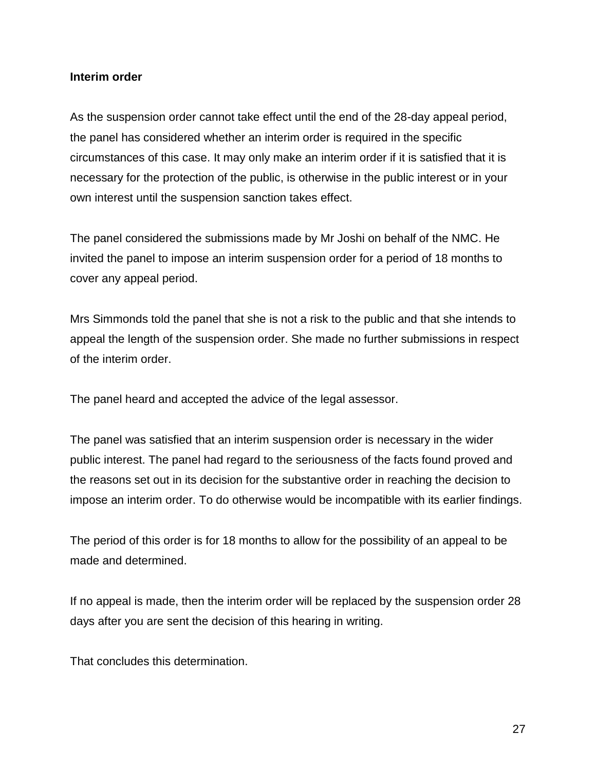**Interim order**

As the suspension order cannot take effect until the end of the 28-day appeal period, the panel has considered whether an interim order is required in the specific circumstances of this case. It may only make an interim order if it is satisfied that it is necessary for the protection of the public, is otherwise in the public interest or in your own interest until the suspension sanction takes effect.

The panel considered the submissions made by Mr Joshi on behalf of the NMC. He invited the panel to impose an interim suspension order for a period of 18 months to cover any appeal period.

Mrs Simmonds told the panel that she is not a risk to the public and that she intends to appeal the length of the suspension order. She made no further submissions in respect of the interim order.

The panel heard and accepted the advice of the legal assessor.

The panel was satisfied that an interim suspension order is necessary in the wider public interest. The panel had regard to the seriousness of the facts found proved and the reasons set out in its decision for the substantive order in reaching the decision to impose an interim order. To do otherwise would be incompatible with its earlier findings.

The period of this order is for 18 months to allow for the possibility of an appeal to be made and determined.

If no appeal is made, then the interim order will be replaced by the suspension order 28 days after you are sent the decision of this hearing in writing.

That concludes this determination.